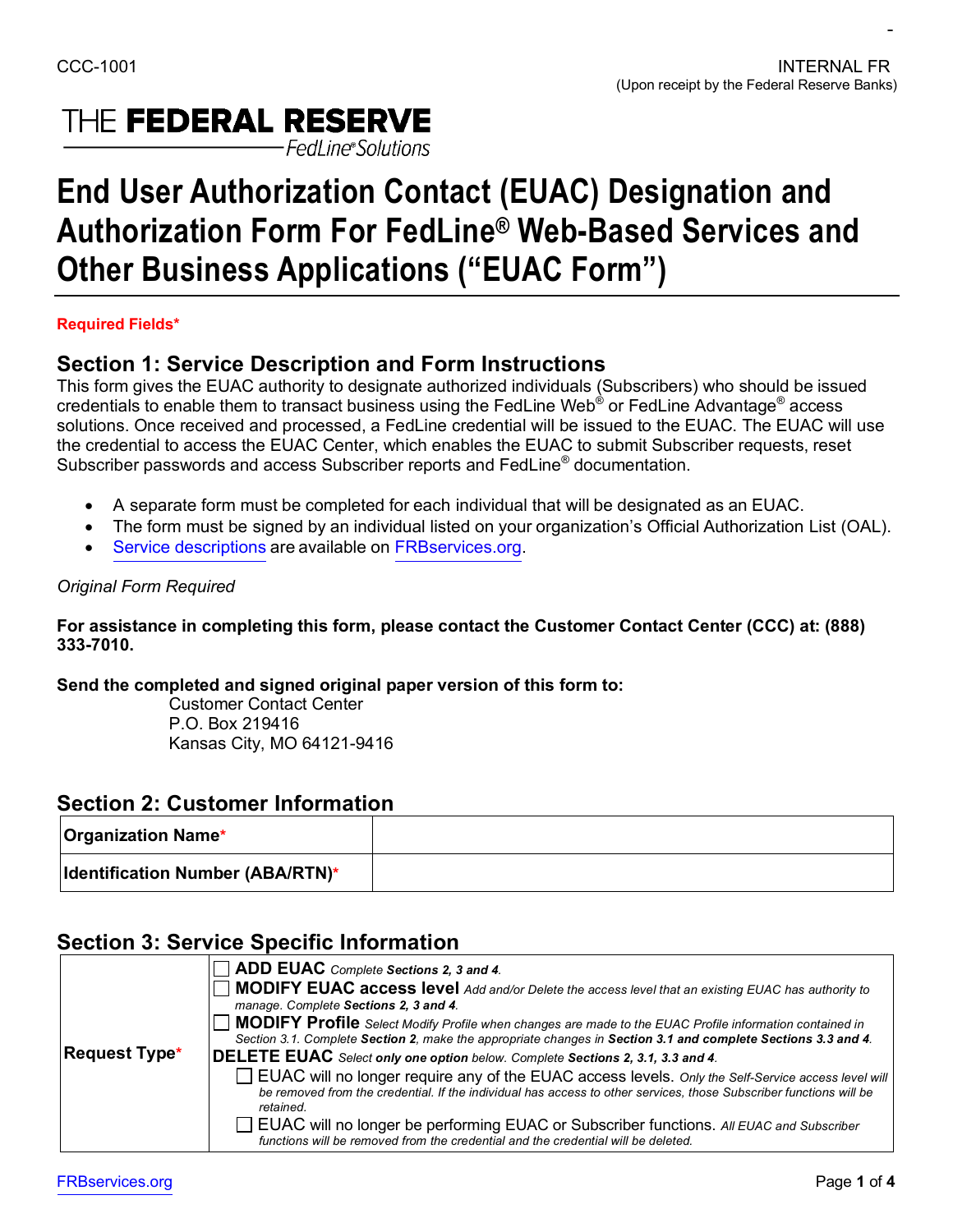CCC-1001

INTERNAL FR
(Upon receipt by the Federal Reserve Banks)

THE FEDERAL RESERVE
FedLine® Solutions

# End User Authorization Contact (EUAC) Designation and Authorization Form For FedLine® Web-Based Services and Other Business Applications ("EUAC Form")

**Required Fields***

## Section 1: Service Description and Form Instructions

This form gives the EUAC authority to designate authorized individuals (Subscribers) who should be issued credentials to enable them to transact business using the FedLine Web® or FedLine Advantage® access solutions. Once received and processed, a FedLine credential will be issued to the EUAC. The EUAC will use the credential to access the EUAC Center, which enables the EUAC to submit Subscriber requests, reset Subscriber passwords and access Subscriber reports and FedLine® documentation.

- A separate form must be completed for each individual that will be designated as an EUAC.
- The form must be signed by an individual listed on your organization's Official Authorization List (OAL).
- Service descriptions are available on FRBservices.org.

*Original Form Required*

**For assistance in completing this form, please contact the Customer Contact Center (CCC) at: (888) 333-7010.**

**Send the completed and signed original paper version of this form to:**

Customer Contact Center
P.O. Box 219416
Kansas City, MO 64121-9416

## Section 2: Customer Information

| | |
|---|---|
| **Organization Name*** | |
| **Identification Number (ABA/RTN)*** | |

## Section 3: Service Specific Information

| | |
|---|---|
| **Request Type*** | ☐ **ADD EUAC** *Complete **Sections 2, 3 and 4**.*<br>☐ **MODIFY EUAC access level** *Add and/or Delete the access level that an existing EUAC has authority to manage. Complete **Sections 2, 3 and 4**.*<br>☐ **MODIFY Profile** *Select Modify Profile when changes are made to the EUAC Profile information contained in Section 3.1. Complete **Section 2**, make the appropriate changes in **Section 3.1 and complete Sections 3.3 and 4**.*<br>**DELETE EUAC** *Select **only one option** below. Complete **Sections 2, 3.1, 3.3 and 4**.*<br>☐ EUAC will no longer require any of the EUAC access levels. *Only the Self-Service access level will be removed from the credential. If the individual has access to other services, those Subscriber functions will be retained.*<br>☐ EUAC will no longer be performing EUAC or Subscriber functions. *All EUAC and Subscriber functions will be removed from the credential and the credential will be deleted.* |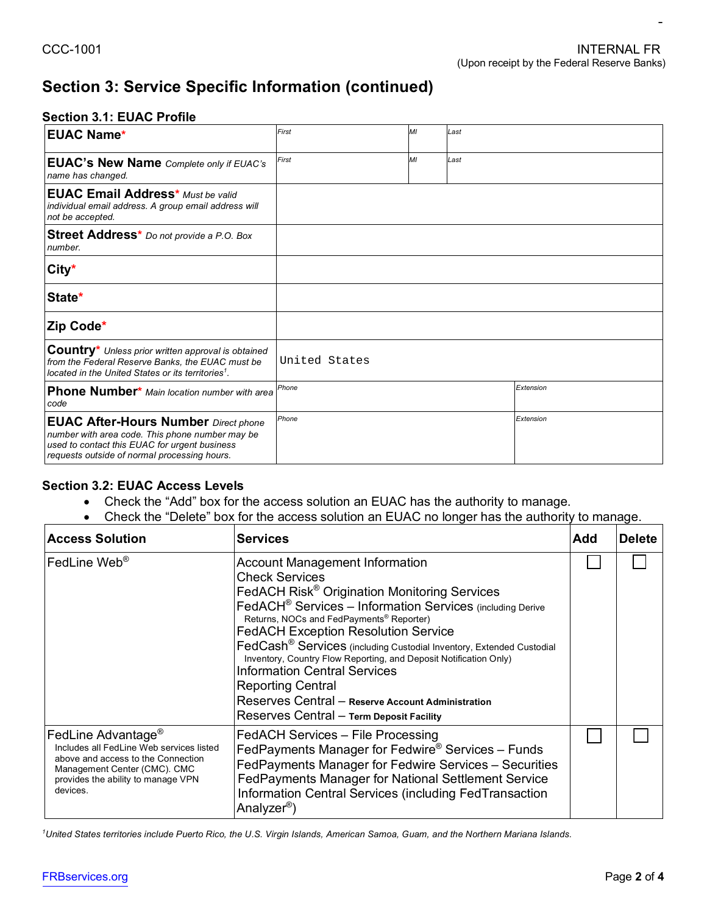CCC-1001

INTERNAL FR
(Upon receipt by the Federal Reserve Banks)

## Section 3: Service Specific Information (continued)

### Section 3.1: EUAC Profile

| Field | | | |
|---|---|---|---|
| **EUAC Name*** | First | MI | Last |
| **EUAC's New Name** *Complete only if EUAC's name has changed.* | First | MI | Last |
| **EUAC Email Address*** *Must be valid individual email address. A group email address will not be accepted.* | | | |
| **Street Address*** *Do not provide a P.O. Box number.* | | | |
| **City*** | | | |
| **State*** | | | |
| **Zip Code*** | | | |
| **Country*** *Unless prior written approval is obtained from the Federal Reserve Banks, the EUAC must be located in the United States or its territories[1].* | United States | | |
| **Phone Number*** *Main location number with area code* | Phone | | Extension |
| **EUAC After-Hours Number** *Direct phone number with area code. This phone number may be used to contact this EUAC for urgent business requests outside of normal processing hours.* | Phone | | Extension |

### Section 3.2: EUAC Access Levels

- Check the "Add" box for the access solution an EUAC has the authority to manage.
- Check the "Delete" box for the access solution an EUAC no longer has the authority to manage.

| Access Solution | Services | Add | Delete |
|---|---|---|---|
| FedLine Web® | Account Management Information<br>Check Services<br>FedACH Risk® Origination Monitoring Services<br>FedACH® Services – Information Services (including Derive Returns, NOCs and FedPayments® Reporter)<br>FedACH Exception Resolution Service<br>FedCash® Services (including Custodial Inventory, Extended Custodial Inventory, Country Flow Reporting, and Deposit Notification Only)<br>Information Central Services<br>Reporting Central<br>Reserves Central – **Reserve Account Administration**<br>Reserves Central – **Term Deposit Facility** | ☐ | ☐ |
| FedLine Advantage®<br>Includes all FedLine Web services listed above and access to the Connection Management Center (CMC). CMC provides the ability to manage VPN devices. | FedACH Services – File Processing<br>FedPayments Manager for Fedwire® Services – Funds<br>FedPayments Manager for Fedwire Services – Securities<br>FedPayments Manager for National Settlement Service<br>Information Central Services (including FedTransaction Analyzer®) | ☐ | ☐ |

*[1]United States territories include Puerto Rico, the U.S. Virgin Islands, American Samoa, Guam, and the Northern Mariana Islands.*

FRBservices.org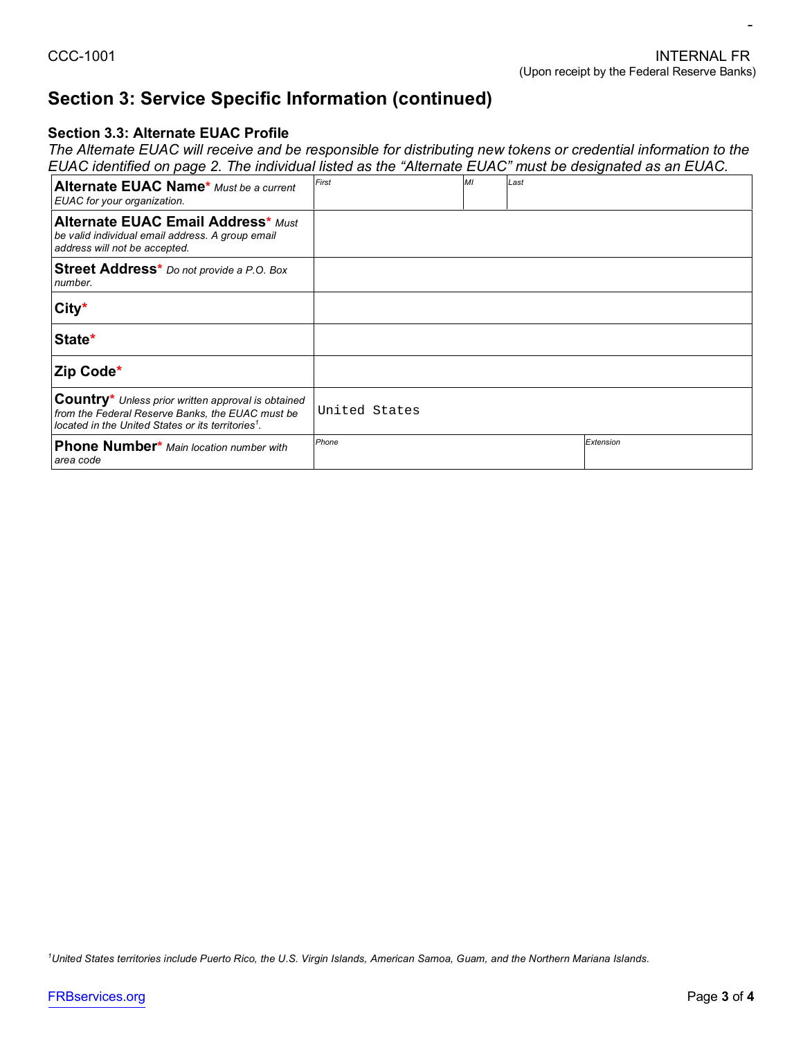CCC-1001

INTERNAL FR
(Upon receipt by the Federal Reserve Banks)

## Section 3: Service Specific Information (continued)

### Section 3.3: Alternate EUAC Profile

*The Alternate EUAC will receive and be responsible for distributing new tokens or credential information to the EUAC identified on page 2. The individual listed as the "Alternate EUAC" must be designated as an EUAC.*

| Field | | | |
|---|---|---|---|
| **Alternate EUAC Name*** *Must be a current EUAC for your organization.* | *First* | *MI* | *Last* |
| **Alternate EUAC Email Address*** *Must be valid individual email address. A group email address will not be accepted.* | | | |
| **Street Address*** *Do not provide a P.O. Box number.* | | | |
| **City*** | | | |
| **State*** | | | |
| **Zip Code*** | | | |
| **Country*** *Unless prior written approval is obtained from the Federal Reserve Banks, the EUAC must be located in the United States or its territories[1].* | United States | | |
| **Phone Number*** *Main location number with area code* | *Phone* | | *Extension* |

*[1]United States territories include Puerto Rico, the U.S. Virgin Islands, American Samoa, Guam, and the Northern Mariana Islands.*

FRBservices.org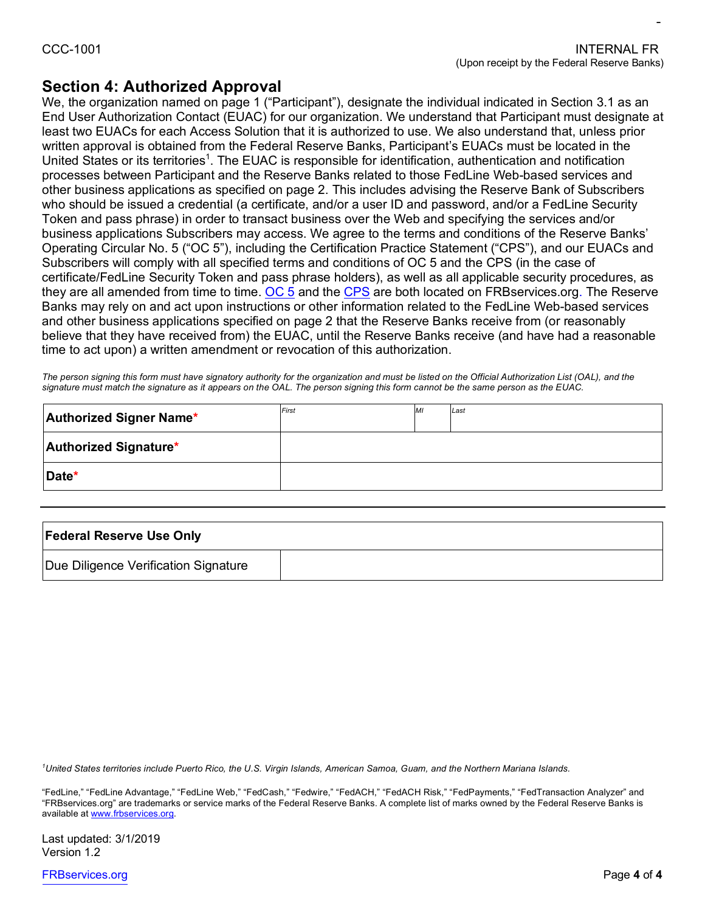## Section 4: Authorized Approval

We, the organization named on page 1 ("Participant"), designate the individual indicated in Section 3.1 as an End User Authorization Contact (EUAC) for our organization. We understand that Participant must designate at least two EUACs for each Access Solution that it is authorized to use. We also understand that, unless prior written approval is obtained from the Federal Reserve Banks, Participant's EUACs must be located in the United States or its territories[1]. The EUAC is responsible for identification, authentication and notification processes between Participant and the Reserve Banks related to those FedLine Web-based services and other business applications as specified on page 2. This includes advising the Reserve Bank of Subscribers who should be issued a credential (a certificate, and/or a user ID and password, and/or a FedLine Security Token and pass phrase) in order to transact business over the Web and specifying the services and/or business applications Subscribers may access. We agree to the terms and conditions of the Reserve Banks' Operating Circular No. 5 ("OC 5"), including the Certification Practice Statement ("CPS"), and our EUACs and Subscribers will comply with all specified terms and conditions of OC 5 and the CPS (in the case of certificate/FedLine Security Token and pass phrase holders), as well as all applicable security procedures, as they are all amended from time to time. OC 5 and the CPS are both located on FRBservices.org. The Reserve Banks may rely on and act upon instructions or other information related to the FedLine Web-based services and other business applications specified on page 2 that the Reserve Banks receive from (or reasonably believe that they have received from) the EUAC, until the Reserve Banks receive (and have had a reasonable time to act upon) a written amendment or revocation of this authorization.

*The person signing this form must have signatory authority for the organization and must be listed on the Official Authorization List (OAL), and the signature must match the signature as it appears on the OAL. The person signing this form cannot be the same person as the EUAC.*

| | | | |
|---|---|---|---|
| **Authorized Signer Name*** | First | MI | Last |
| **Authorized Signature*** | | | |
| **Date*** | | | |

| | |
|---|---|
| **Federal Reserve Use Only** | |
| Due Diligence Verification Signature | |

*[1]United States territories include Puerto Rico, the U.S. Virgin Islands, American Samoa, Guam, and the Northern Mariana Islands.*

"FedLine," "FedLine Advantage," "FedLine Web," "FedCash," "Fedwire," "FedACH," "FedACH Risk," "FedPayments," "FedTransaction Analyzer" and "FRBservices.org" are trademarks or service marks of the Federal Reserve Banks. A complete list of marks owned by the Federal Reserve Banks is available at www.frbservices.org.

Last updated: 3/1/2019
Version 1.2